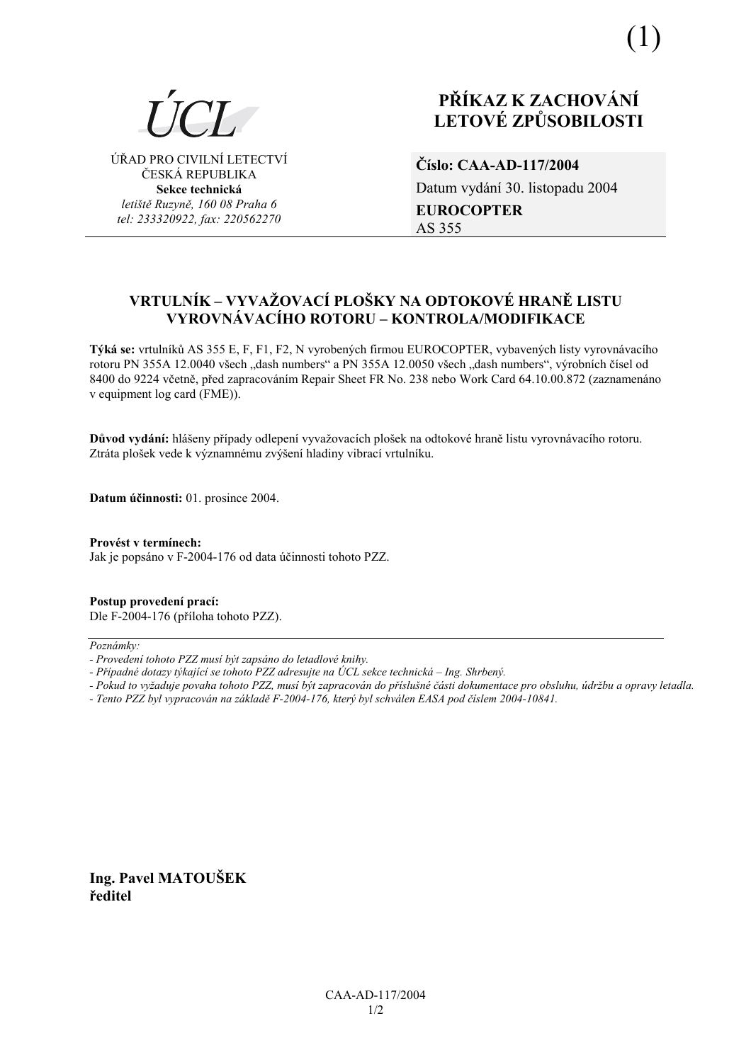(1)

ÚCL

ÚŘAD PRO CIVILNÍ LETECTVÍ
ČESKÁ REPUBLIKA
**Sekce technická**
*letiště Ruzyně, 160 08 Praha 6*
*tel: 233320922, fax: 220562270*

# PŘÍKAZ K ZACHOVÁNÍ LETOVÉ ZPŮSOBILOSTI

**Číslo: CAA-AD-117/2004**
Datum vydání 30. listopadu 2004
**EUROCOPTER**
AS 355

## VRTULNÍK – VYVAŽOVACÍ PLOŠKY NA ODTOKOVÉ HRANĚ LISTU VYROVNÁVACÍHO ROTORU – KONTROLA/MODIFIKACE

**Týká se:** vrtulníků AS 355 E, F, F1, F2, N vyrobených firmou EUROCOPTER, vybavených listy vyrovnávacího rotoru PN 355A 12.0040 všech „dash numbers“ a PN 355A 12.0050 všech „dash numbers“, výrobních čísel od 8400 do 9224 včetně, před zapracováním Repair Sheet FR No. 238 nebo Work Card 64.10.00.872 (zaznamenáno v equipment log card (FME)).

**Důvod vydání:** hlášeny případy odlepení vyvažovacích plošek na odtokové hraně listu vyrovnávacího rotoru. Ztráta plošek vede k významnému zvýšení hladiny vibrací vrtulníku.

**Datum účinnosti:** 01. prosince 2004.

**Provést v termínech:**
Jak je popsáno v F-2004-176 od data účinnosti tohoto PZZ.

**Postup provedení prací:**
Dle F-2004-176 (příloha tohoto PZZ).

*Poznámky:*
*- Provedení tohoto PZZ musí být zapsáno do letadlové knihy.*
*- Případné dotazy týkající se tohoto PZZ adresujte na ÚCL sekce technická – Ing. Shrbený.*
*- Pokud to vyžaduje povaha tohoto PZZ, musí být zapracován do příslušné části dokumentace pro obsluhu, údržbu a opravy letadla.*
*- Tento PZZ byl vypracován na základě F-2004-176, který byl schválen EASA pod číslem 2004-10841.*

**Ing. Pavel MATOUŠEK**
**ředitel**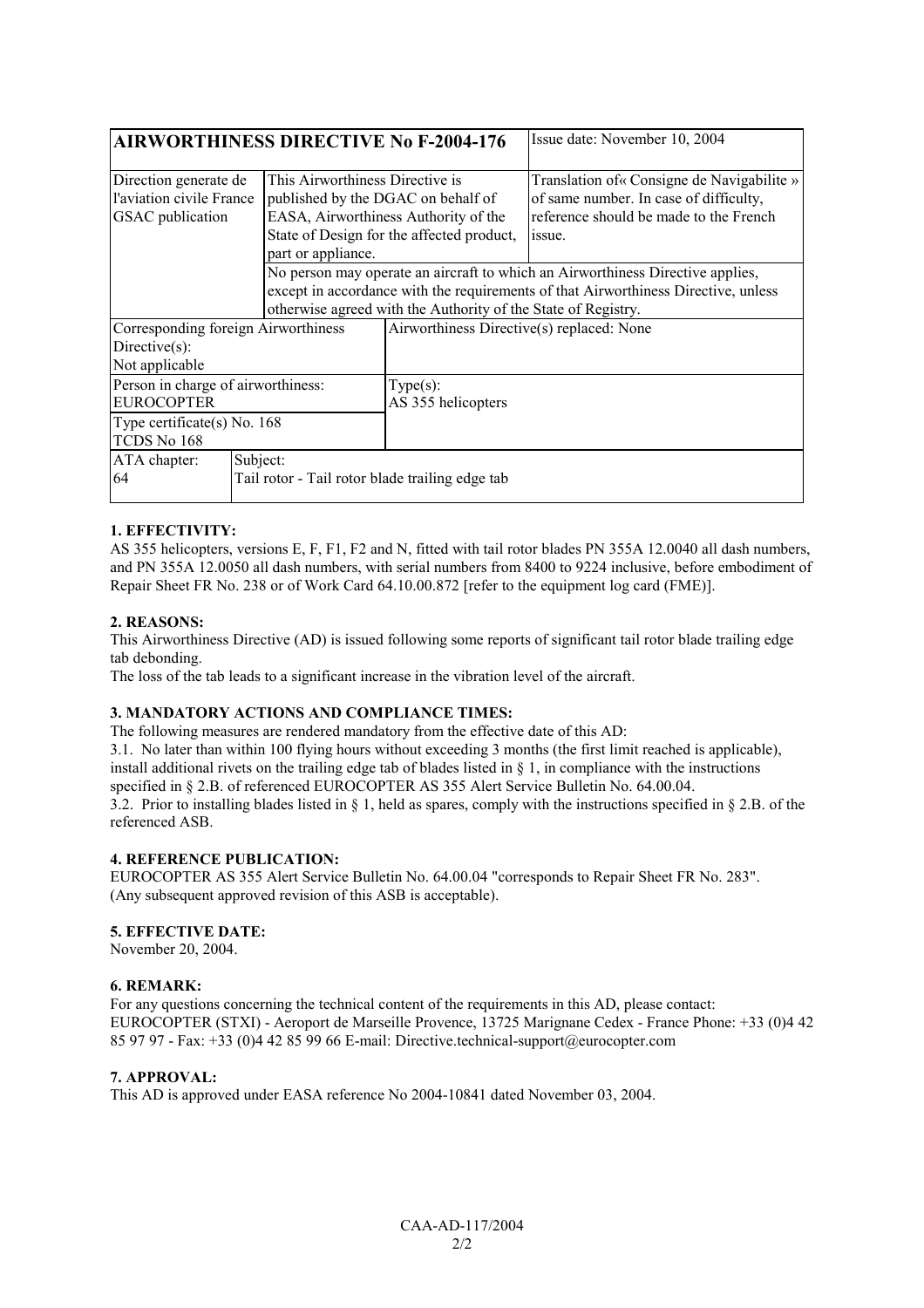| AIRWORTHINESS DIRECTIVE No F-2004-176 | | | Issue date: November 10, 2004 |
|---|---|---|---|
| Direction generate de l'aviation civile France GSAC publication | This Airworthiness Directive is published by the DGAC on behalf of EASA, Airworthiness Authority of the State of Design for the affected product, part or appliance. | | Translation of« Consigne de Navigabilite » of same number. In case of difficulty, reference should be made to the French issue. |
| | No person may operate an aircraft to which an Airworthiness Directive applies, except in accordance with the requirements of that Airworthiness Directive, unless otherwise agreed with the Authority of the State of Registry. | | |
| Corresponding foreign Airworthiness Directive(s): Not applicable | | Airworthiness Directive(s) replaced: None | |
| Person in charge of airworthiness: EUROCOPTER | | Type(s): AS 355 helicopters | |
| Type certificate(s) No. 168 TCDS No 168 | | | |
| ATA chapter: 64 | Subject: Tail rotor - Tail rotor blade trailing edge tab | | |

**1. EFFECTIVITY:**

AS 355 helicopters, versions E, F, F1, F2 and N, fitted with tail rotor blades PN 355A 12.0040 all dash numbers, and PN 355A 12.0050 all dash numbers, with serial numbers from 8400 to 9224 inclusive, before embodiment of Repair Sheet FR No. 238 or of Work Card 64.10.00.872 [refer to the equipment log card (FME)].

**2. REASONS:**

This Airworthiness Directive (AD) is issued following some reports of significant tail rotor blade trailing edge tab debonding.

The loss of the tab leads to a significant increase in the vibration level of the aircraft.

**3. MANDATORY ACTIONS AND COMPLIANCE TIMES:**

The following measures are rendered mandatory from the effective date of this AD:

3.1. No later than within 100 flying hours without exceeding 3 months (the first limit reached is applicable), install additional rivets on the trailing edge tab of blades listed in § 1, in compliance with the instructions specified in § 2.B. of referenced EUROCOPTER AS 355 Alert Service Bulletin No. 64.00.04.

3.2. Prior to installing blades listed in § 1, held as spares, comply with the instructions specified in § 2.B. of the referenced ASB.

**4. REFERENCE PUBLICATION:**

EUROCOPTER AS 355 Alert Service Bulletin No. 64.00.04 "corresponds to Repair Sheet FR No. 283". (Any subsequent approved revision of this ASB is acceptable).

**5. EFFECTIVE DATE:**

November 20, 2004.

**6. REMARK:**

For any questions concerning the technical content of the requirements in this AD, please contact: EUROCOPTER (STXI) - Aeroport de Marseille Provence, 13725 Marignane Cedex - France Phone: +33 (0)4 42 85 97 97 - Fax: +33 (0)4 42 85 99 66 E-mail: Directive.technical-support@eurocopter.com

**7. APPROVAL:**

This AD is approved under EASA reference No 2004-10841 dated November 03, 2004.

CAA-AD-117/2004